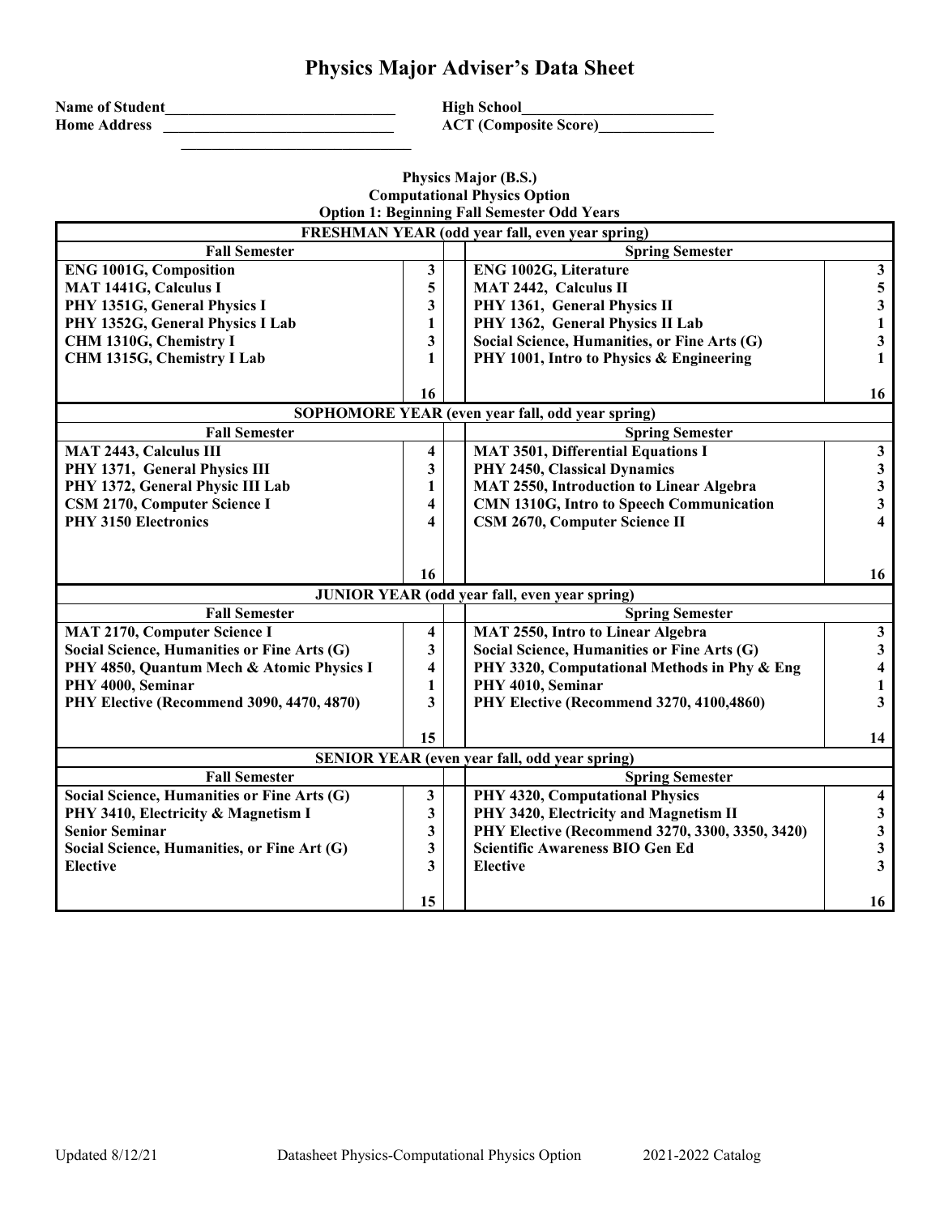# Physics Major Adviser's Data Sheet

**Name of Student**______________________________ **High School**__________________________

**Home Address** ______________________________ **ACT (Composite Score)**_______________

______________________________

**Physics Major (B.S.)**
**Computational Physics Option**
**Option 1: Beginning Fall Semester Odd Years**

| | | | | |
|---|---|---|---|---|
| **FRESHMAN YEAR (odd year fall, even year spring)** | | | | |
| **Fall Semester** | | | **Spring Semester** | |
| **ENG 1001G, Composition** | **3** | | **ENG 1002G, Literature** | **3** |
| **MAT 1441G, Calculus I** | **5** | | **MAT 2442, Calculus II** | **5** |
| **PHY 1351G, General Physics I** | **3** | | **PHY 1361, General Physics II** | **3** |
| **PHY 1352G, General Physics I Lab** | **1** | | **PHY 1362, General Physics II Lab** | **1** |
| **CHM 1310G, Chemistry I** | **3** | | **Social Science, Humanities, or Fine Arts (G)** | **3** |
| **CHM 1315G, Chemistry I Lab** | **1** | | **PHY 1001, Intro to Physics & Engineering** | **1** |
| | **16** | | | **16** |
| **SOPHOMORE YEAR (even year fall, odd year spring)** | | | | |
| **Fall Semester** | | | **Spring Semester** | |
| **MAT 2443, Calculus III** | **4** | | **MAT 3501, Differential Equations I** | **3** |
| **PHY 1371, General Physics III** | **3** | | **PHY 2450, Classical Dynamics** | **3** |
| **PHY 1372, General Physic III Lab** | **1** | | **MAT 2550, Introduction to Linear Algebra** | **3** |
| **CSM 2170, Computer Science I** | **4** | | **CMN 1310G, Intro to Speech Communication** | **3** |
| **PHY 3150 Electronics** | **4** | | **CSM 2670, Computer Science II** | **4** |
| | **16** | | | **16** |
| **JUNIOR YEAR (odd year fall, even year spring)** | | | | |
| **Fall Semester** | | | **Spring Semester** | |
| **MAT 2170, Computer Science I** | **4** | | **MAT 2550, Intro to Linear Algebra** | **3** |
| **Social Science, Humanities or Fine Arts (G)** | **3** | | **Social Science, Humanities or Fine Arts (G)** | **3** |
| **PHY 4850, Quantum Mech & Atomic Physics I** | **4** | | **PHY 3320, Computational Methods in Phy & Eng** | **4** |
| **PHY 4000, Seminar** | **1** | | **PHY 4010, Seminar** | **1** |
| **PHY Elective (Recommend 3090, 4470, 4870)** | **3** | | **PHY Elective (Recommend 3270, 4100,4860)** | **3** |
| | **15** | | | **14** |
| **SENIOR YEAR (even year fall, odd year spring)** | | | | |
| **Fall Semester** | | | **Spring Semester** | |
| **Social Science, Humanities or Fine Arts (G)** | **3** | | **PHY 4320, Computational Physics** | **4** |
| **PHY 3410, Electricity & Magnetism I** | **3** | | **PHY 3420, Electricity and Magnetism II** | **3** |
| **Senior Seminar** | **3** | | **PHY Elective (Recommend 3270, 3300, 3350, 3420)** | **3** |
| **Social Science, Humanities, or Fine Art (G)** | **3** | | **Scientific Awareness BIO Gen Ed** | **3** |
| **Elective** | **3** | | **Elective** | **3** |
| | **15** | | | **16** |

Updated 8/12/21 Datasheet Physics-Computational Physics Option 2021-2022 Catalog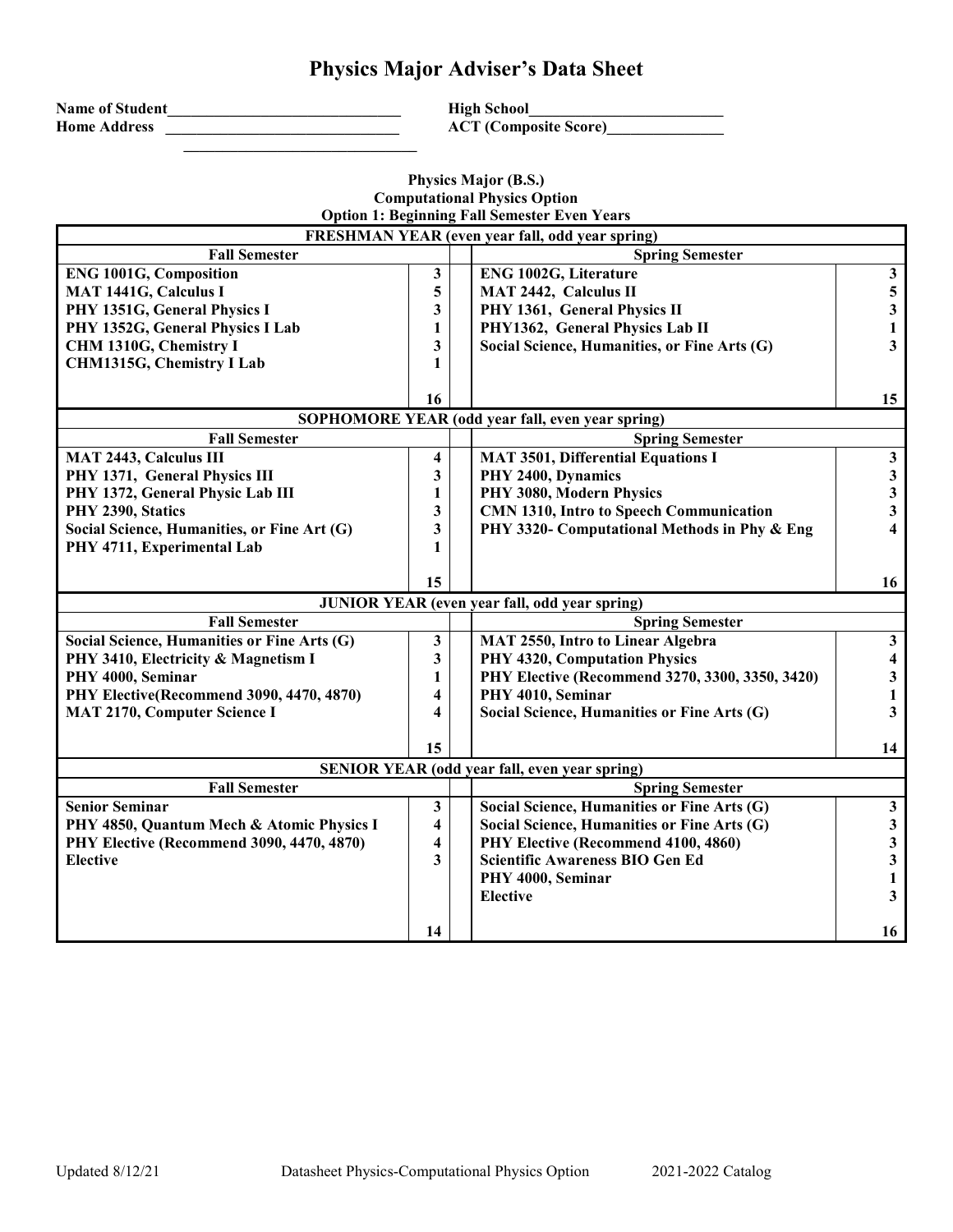# Physics Major Adviser's Data Sheet

**Name of Student**______________________________ **High School**__________________________

**Home Address** ______________________________ **ACT (Composite Score)**_______________

______________________________

**Physics Major (B.S.)**
**Computational Physics Option**
**Option 1: Beginning Fall Semester Even Years**

| | | | | |
|---|---|---|---|---|
| **FRESHMAN YEAR (even year fall, odd year spring)** | | | | |
| **Fall Semester** | | | **Spring Semester** | |
| ENG 1001G, Composition | 3 | | ENG 1002G, Literature | 3 |
| MAT 1441G, Calculus I | 5 | | MAT 2442, Calculus II | 5 |
| PHY 1351G, General Physics I | 3 | | PHY 1361, General Physics II | 3 |
| PHY 1352G, General Physics I Lab | 1 | | PHY1362, General Physics Lab II | 1 |
| CHM 1310G, Chemistry I | 3 | | Social Science, Humanities, or Fine Arts (G) | 3 |
| CHM1315G, Chemistry I Lab | 1 | | | |
| | 16 | | | 15 |
| **SOPHOMORE YEAR (odd year fall, even year spring)** | | | | |
| **Fall Semester** | | | **Spring Semester** | |
| MAT 2443, Calculus III | 4 | | MAT 3501, Differential Equations I | 3 |
| PHY 1371, General Physics III | 3 | | PHY 2400, Dynamics | 3 |
| PHY 1372, General Physic Lab III | 1 | | PHY 3080, Modern Physics | 3 |
| PHY 2390, Statics | 3 | | CMN 1310, Intro to Speech Communication | 3 |
| Social Science, Humanities, or Fine Art (G) | 3 | | PHY 3320- Computational Methods in Phy & Eng | 4 |
| PHY 4711, Experimental Lab | 1 | | | |
| | 15 | | | 16 |
| **JUNIOR YEAR (even year fall, odd year spring)** | | | | |
| **Fall Semester** | | | **Spring Semester** | |
| Social Science, Humanities or Fine Arts (G) | 3 | | MAT 2550, Intro to Linear Algebra | 3 |
| PHY 3410, Electricity & Magnetism I | 3 | | PHY 4320, Computation Physics | 4 |
| PHY 4000, Seminar | 1 | | PHY Elective (Recommend 3270, 3300, 3350, 3420) | 3 |
| PHY Elective(Recommend 3090, 4470, 4870) | 4 | | PHY 4010, Seminar | 1 |
| MAT 2170, Computer Science I | 4 | | Social Science, Humanities or Fine Arts (G) | 3 |
| | 15 | | | 14 |
| **SENIOR YEAR (odd year fall, even year spring)** | | | | |
| **Fall Semester** | | | **Spring Semester** | |
| Senior Seminar | 3 | | Social Science, Humanities or Fine Arts (G) | 3 |
| PHY 4850, Quantum Mech & Atomic Physics I | 4 | | Social Science, Humanities or Fine Arts (G) | 3 |
| PHY Elective (Recommend 3090, 4470, 4870) | 4 | | PHY Elective (Recommend 4100, 4860) | 3 |
| Elective | 3 | | Scientific Awareness BIO Gen Ed | 3 |
| | | | PHY 4000, Seminar | 1 |
| | | | Elective | 3 |
| | 14 | | | 16 |

Updated 8/12/21 Datasheet Physics-Computational Physics Option 2021-2022 Catalog